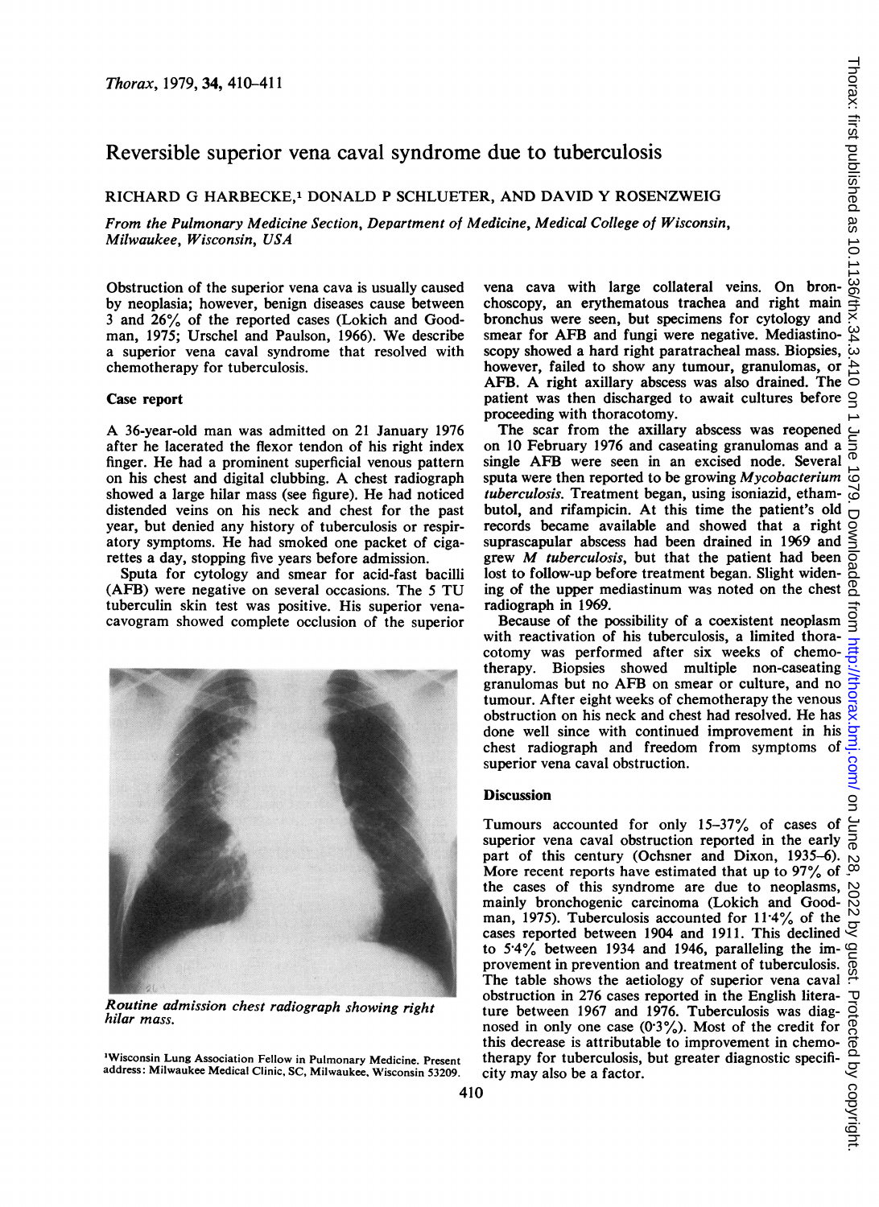# Reversible superior vena caval syndrome due to tuberculosis

RICHARD G HARBECKE,[1] DONALD P SCHLUETER, AND DAVID Y ROSENZWEIG

*From the Pulmonary Medicine Section, Department of Medicine, Medical College of Wisconsin, Milwaukee, Wisconsin, USA*

Obstruction of the superior vena cava is usually caused by neoplasia; however, benign diseases cause between 3 and 26% of the reported cases (Lokich and Goodman, 1975; Urschel and Paulson, 1966). We describe a superior vena caval syndrome that resolved with chemotherapy for tuberculosis.

## Case report

A 36-year-old man was admitted on 21 January 1976 after he lacerated the flexor tendon of his right index finger. He had a prominent superficial venous pattern on his chest and digital clubbing. A chest radiograph showed a large hilar mass (see figure). He had noticed distended veins on his neck and chest for the past year, but denied any history of tuberculosis or respiratory symptoms. He had smoked one packet of cigarettes a day, stopping five years before admission.

Sputa for cytology and smear for acid-fast bacilli (AFB) were negative on several occasions. The 5 TU tuberculin skin test was positive. His superior venacavogram showed complete occlusion of the superior vena cava with large collateral veins. On bronchoscopy, an erythematous trachea and right main bronchus were seen, but specimens for cytology and smear for AFB and fungi were negative. Mediastinoscopy showed a hard right paratracheal mass. Biopsies, however, failed to show any tumour, granulomas, or AFB. A right axillary abscess was also drained. The patient was then discharged to await cultures before proceeding with thoracotomy.

*Routine admission chest radiograph showing right hilar mass.*

The scar from the axillary abscess was reopened on 10 February 1976 and caseating granulomas and a single AFB were seen in an excised node. Several sputa were then reported to be growing *Mycobacterium tuberculosis*. Treatment began, using isoniazid, ethambutol, and rifampicin. At this time the patient's old records became available and showed that a right suprascapular abscess had been drained in 1969 and grew *M tuberculosis*, but that the patient had been lost to follow-up before treatment began. Slight widening of the upper mediastinum was noted on the chest radiograph in 1969.

Because of the possibility of a coexistent neoplasm with reactivation of his tuberculosis, a limited thoracotomy was performed after six weeks of chemotherapy. Biopsies showed multiple non-caseating granulomas but no AFB on smear or culture, and no tumour. After eight weeks of chemotherapy the venous obstruction on his neck and chest had resolved. He has done well since with continued improvement in his chest radiograph and freedom from symptoms of superior vena caval obstruction.

## Discussion

Tumours accounted for only 15–37% of cases of superior vena caval obstruction reported in the early part of this century (Ochsner and Dixon, 1935–6). More recent reports have estimated that up to 97% of the cases of this syndrome are due to neoplasms, mainly bronchogenic carcinoma (Lokich and Goodman, 1975). Tuberculosis accounted for 11·4% of the cases reported between 1904 and 1911. This declined to 5·4% between 1934 and 1946, paralleling the improvement in prevention and treatment of tuberculosis. The table shows the aetiology of superior vena caval obstruction in 276 cases reported in the English literature between 1967 and 1976. Tuberculosis was diagnosed in only one case (0·3%). Most of the credit for this decrease is attributable to improvement in chemotherapy for tuberculosis, but greater diagnostic specificity may also be a factor.

[1]Wisconsin Lung Association Fellow in Pulmonary Medicine. Present address: Milwaukee Medical Clinic, SC, Milwaukee, Wisconsin 53209.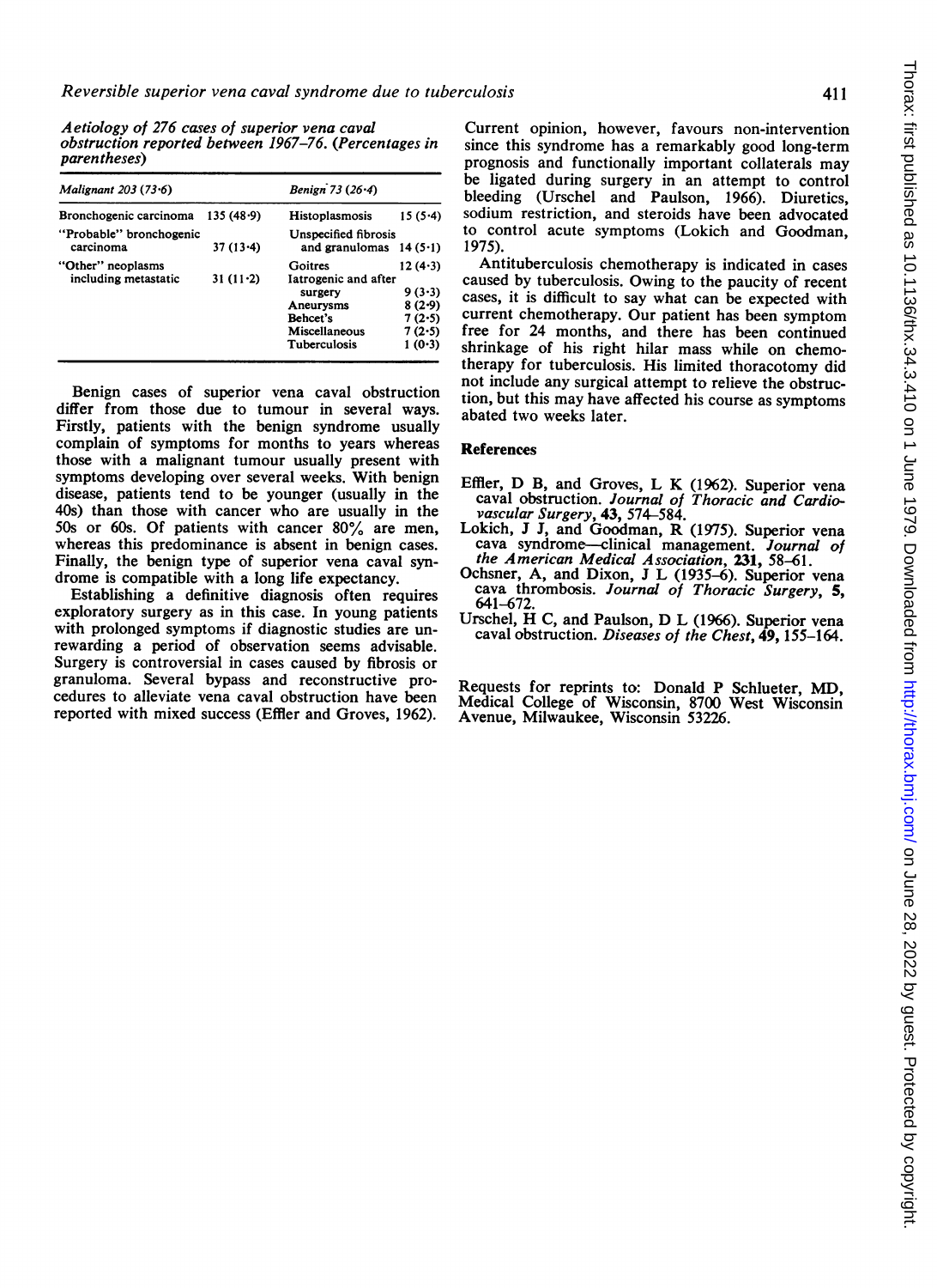*Aetiology of 276 cases of superior vena caval obstruction reported between 1967–76. (Percentages in parentheses)*

| *Malignant 203 (73·6)* | | *Benign 73 (26·4)* | |
|---|---|---|---|
| Bronchogenic carcinoma | 135 (48·9) | Histoplasmosis | 15 (5·4) |
| "Probable" bronchogenic carcinoma | 37 (13·4) | Unspecified fibrosis and granulomas | 14 (5·1) |
| "Other" neoplasms including metastatic | 31 (11·2) | Goitres | 12 (4·3) |
| | | Iatrogenic and after surgery | 9 (3·3) |
| | | Aneurysms | 8 (2·9) |
| | | Behcet's | 7 (2·5) |
| | | Miscellaneous | 7 (2·5) |
| | | Tuberculosis | 1 (0·3) |

Benign cases of superior vena caval obstruction differ from those due to tumour in several ways. Firstly, patients with the benign syndrome usually complain of symptoms for months to years whereas those with a malignant tumour usually present with symptoms developing over several weeks. With benign disease, patients tend to be younger (usually in the 40s) than those with cancer who are usually in the 50s or 60s. Of patients with cancer 80% are men, whereas this predominance is absent in benign cases. Finally, the benign type of superior vena caval syndrome is compatible with a long life expectancy.

Establishing a definitive diagnosis often requires exploratory surgery as in this case. In young patients with prolonged symptoms if diagnostic studies are unrewarding a period of observation seems advisable. Surgery is controversial in cases caused by fibrosis or granuloma. Several bypass and reconstructive procedures to alleviate vena caval obstruction have been reported with mixed success (Effler and Groves, 1962). Current opinion, however, favours non-intervention since this syndrome has a remarkably good long-term prognosis and functionally important collaterals may be ligated during surgery in an attempt to control bleeding (Urschel and Paulson, 1966). Diuretics, sodium restriction, and steroids have been advocated to control acute symptoms (Lokich and Goodman, 1975).

Antituberculosis chemotherapy is indicated in cases caused by tuberculosis. Owing to the paucity of recent cases, it is difficult to say what can be expected with current chemotherapy. Our patient has been symptom free for 24 months, and there has been continued shrinkage of his right hilar mass while on chemotherapy for tuberculosis. His limited thoracotomy did not include any surgical attempt to relieve the obstruction, but this may have affected his course as symptoms abated two weeks later.

## References

Effler, D B, and Groves, L K (1962). Superior vena caval obstruction. *Journal of Thoracic and Cardiovascular Surgery*, **43**, 574–584.

Lokich, J J, and Goodman, R (1975). Superior vena cava syndrome—clinical management. *Journal of the American Medical Association*, **231**, 58–61.

Ochsner, A, and Dixon, J L (1935–6). Superior vena cava thrombosis. *Journal of Thoracic Surgery*, **5**, 641–672.

Urschel, H C, and Paulson, D L (1966). Superior vena caval obstruction. *Diseases of the Chest*, **49**, 155–164.

Requests for reprints to: Donald P Schlueter, MD, Medical College of Wisconsin, 8700 West Wisconsin Avenue, Milwaukee, Wisconsin 53226.